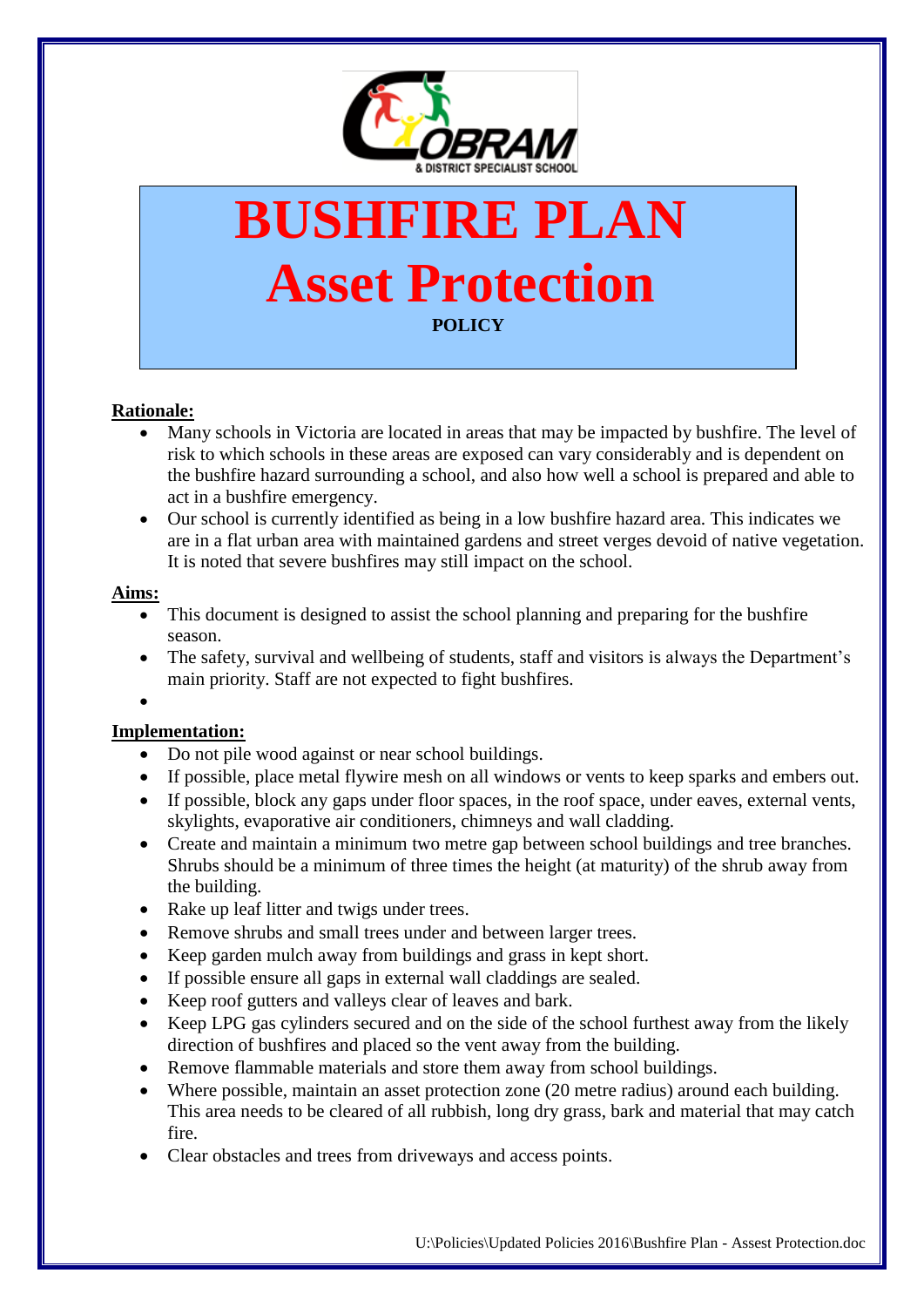# BUSHFIRE PLAN
# Asset Protection

**POLICY**

**Rationale:**

- Many schools in Victoria are located in areas that may be impacted by bushfire. The level of risk to which schools in these areas are exposed can vary considerably and is dependent on the bushfire hazard surrounding a school, and also how well a school is prepared and able to act in a bushfire emergency.
- Our school is currently identified as being in a low bushfire hazard area. This indicates we are in a flat urban area with maintained gardens and street verges devoid of native vegetation. It is noted that severe bushfires may still impact on the school.

**Aims:**

- This document is designed to assist the school planning and preparing for the bushfire season.
- The safety, survival and wellbeing of students, staff and visitors is always the Department's main priority. Staff are not expected to fight bushfires.

**Implementation:**

- Do not pile wood against or near school buildings.
- If possible, place metal flywire mesh on all windows or vents to keep sparks and embers out.
- If possible, block any gaps under floor spaces, in the roof space, under eaves, external vents, skylights, evaporative air conditioners, chimneys and wall cladding.
- Create and maintain a minimum two metre gap between school buildings and tree branches. Shrubs should be a minimum of three times the height (at maturity) of the shrub away from the building.
- Rake up leaf litter and twigs under trees.
- Remove shrubs and small trees under and between larger trees.
- Keep garden mulch away from buildings and grass in kept short.
- If possible ensure all gaps in external wall claddings are sealed.
- Keep roof gutters and valleys clear of leaves and bark.
- Keep LPG gas cylinders secured and on the side of the school furthest away from the likely direction of bushfires and placed so the vent away from the building.
- Remove flammable materials and store them away from school buildings.
- Where possible, maintain an asset protection zone (20 metre radius) around each building. This area needs to be cleared of all rubbish, long dry grass, bark and material that may catch fire.
- Clear obstacles and trees from driveways and access points.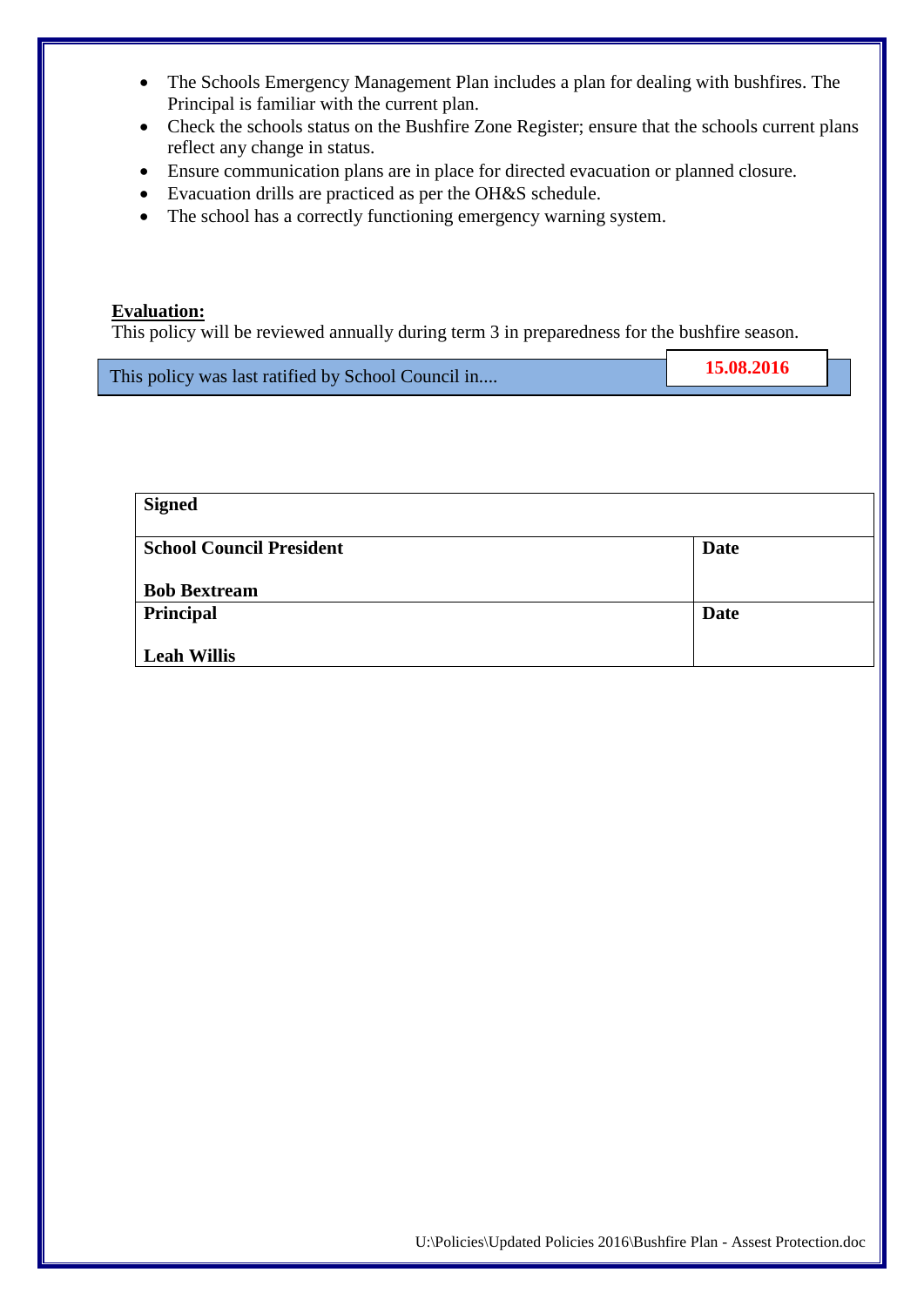- The Schools Emergency Management Plan includes a plan for dealing with bushfires. The Principal is familiar with the current plan.
- Check the schools status on the Bushfire Zone Register; ensure that the schools current plans reflect any change in status.
- Ensure communication plans are in place for directed evacuation or planned closure.
- Evacuation drills are practiced as per the OH&S schedule.
- The school has a correctly functioning emergency warning system.

**Evaluation:**

This policy will be reviewed annually during term 3 in preparedness for the bushfire season.

| This policy was last ratified by School Council in.... | **15.08.2016** |
|---|---|

| **Signed** | |
|---|---|
| **School Council President**<br><br>**Bob Bextream** | **Date** |
| **Principal**<br><br>**Leah Willis** | **Date** |

U:\Policies\Updated Policies 2016\Bushfire Plan - Assest Protection.doc